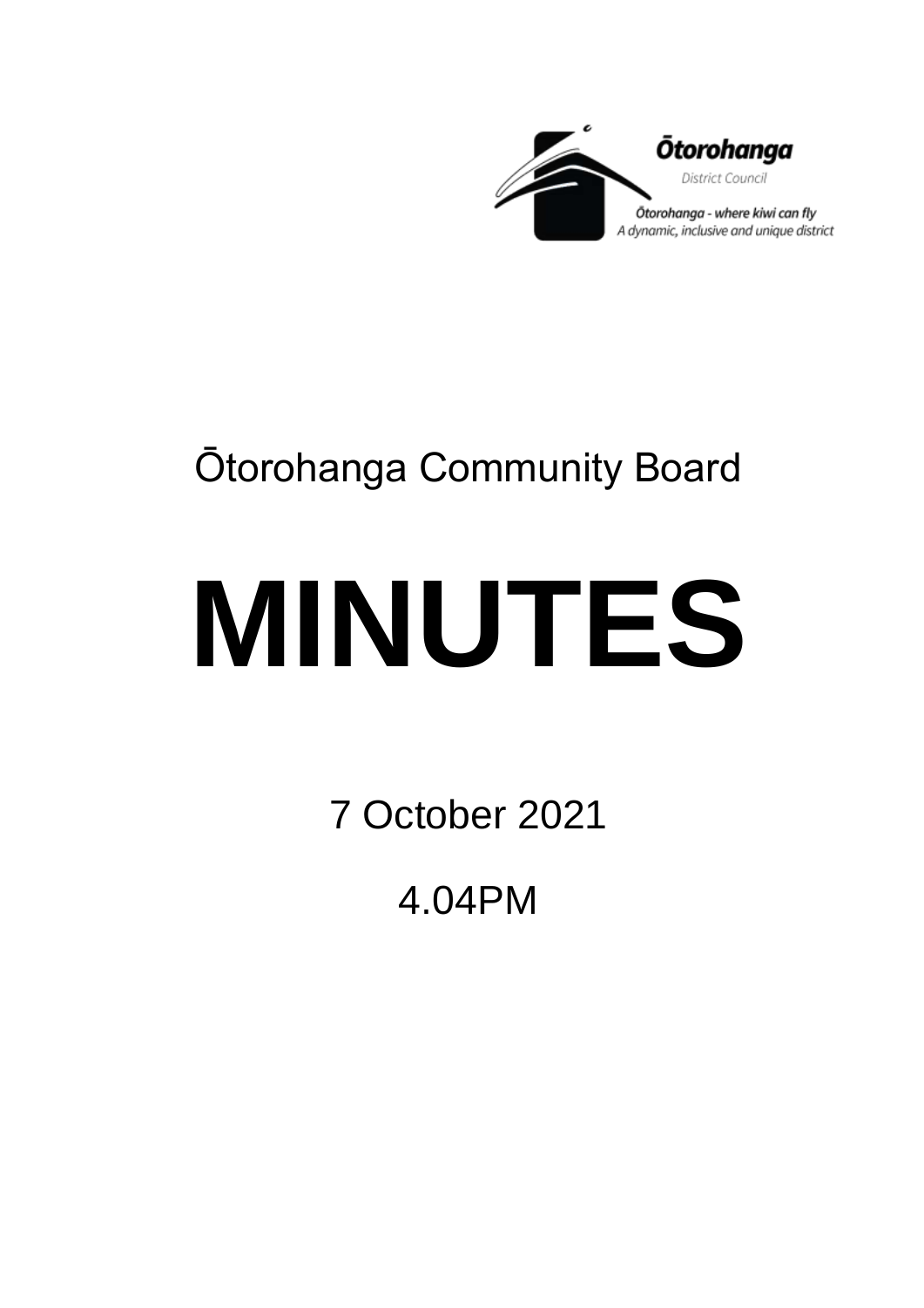Ōtorohanga District Council

Ōtorohanga - where kiwi can fly
A dynamic, inclusive and unique district

# Ōtorohanga Community Board

# MINUTES

7 October 2021

4.04PM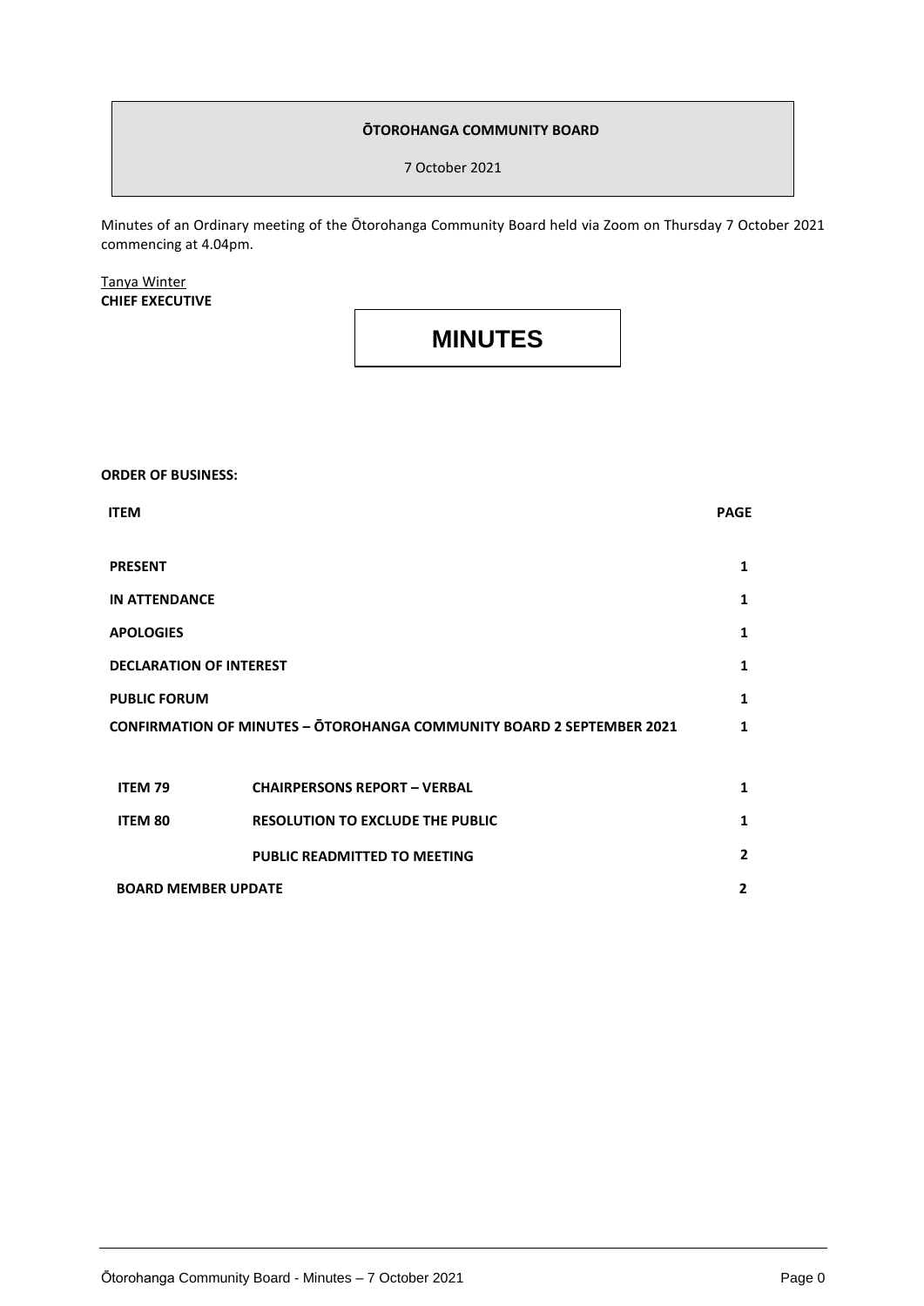**ŌTOROHANGA COMMUNITY BOARD**

7 October 2021

Minutes of an Ordinary meeting of the Ōtorohanga Community Board held via Zoom on Thursday 7 October 2021 commencing at 4.04pm.

Tanya Winter
**CHIEF EXECUTIVE**

# MINUTES

**ORDER OF BUSINESS:**

| ITEM | | PAGE |
|---|---|---|
| **PRESENT** | | 1 |
| **IN ATTENDANCE** | | 1 |
| **APOLOGIES** | | 1 |
| **DECLARATION OF INTEREST** | | 1 |
| **PUBLIC FORUM** | | 1 |
| **CONFIRMATION OF MINUTES – ŌTOROHANGA COMMUNITY BOARD 2 SEPTEMBER 2021** | | 1 |
| **ITEM 79** | **CHAIRPERSONS REPORT – VERBAL** | 1 |
| **ITEM 80** | **RESOLUTION TO EXCLUDE THE PUBLIC** | 1 |
| | **PUBLIC READMITTED TO MEETING** | 2 |
| **BOARD MEMBER UPDATE** | | 2 |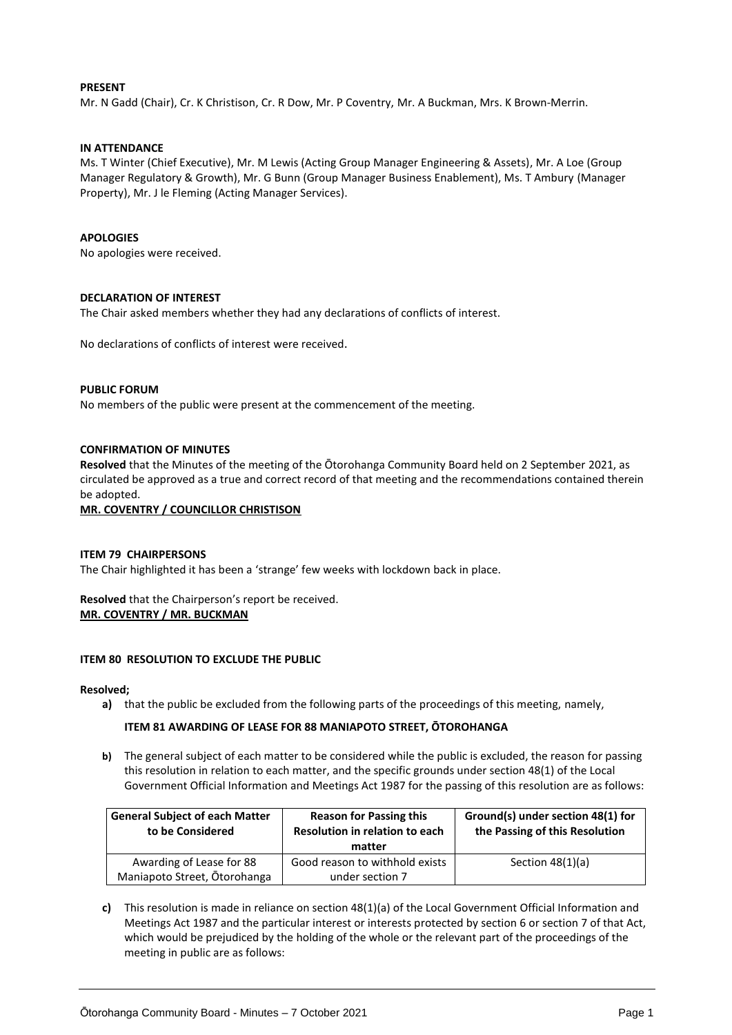**PRESENT**
Mr. N Gadd (Chair), Cr. K Christison, Cr. R Dow, Mr. P Coventry, Mr. A Buckman, Mrs. K Brown-Merrin.

**IN ATTENDANCE**
Ms. T Winter (Chief Executive), Mr. M Lewis (Acting Group Manager Engineering & Assets), Mr. A Loe (Group Manager Regulatory & Growth), Mr. G Bunn (Group Manager Business Enablement), Ms. T Ambury (Manager Property), Mr. J le Fleming (Acting Manager Services).

**APOLOGIES**
No apologies were received.

**DECLARATION OF INTEREST**
The Chair asked members whether they had any declarations of conflicts of interest.

No declarations of conflicts of interest were received.

**PUBLIC FORUM**
No members of the public were present at the commencement of the meeting.

**CONFIRMATION OF MINUTES**
**Resolved** that the Minutes of the meeting of the Ōtorohanga Community Board held on 2 September 2021, as circulated be approved as a true and correct record of that meeting and the recommendations contained therein be adopted.
**MR. COVENTRY / COUNCILLOR CHRISTISON**

**ITEM 79 CHAIRPERSONS**
The Chair highlighted it has been a 'strange' few weeks with lockdown back in place.

**Resolved** that the Chairperson's report be received.
**MR. COVENTRY / MR. BUCKMAN**

**ITEM 80 RESOLUTION TO EXCLUDE THE PUBLIC**

**Resolved;**

**a)** that the public be excluded from the following parts of the proceedings of this meeting, namely,

**ITEM 81 AWARDING OF LEASE FOR 88 MANIAPOTO STREET, ŌTOROHANGA**

**b)** The general subject of each matter to be considered while the public is excluded, the reason for passing this resolution in relation to each matter, and the specific grounds under section 48(1) of the Local Government Official Information and Meetings Act 1987 for the passing of this resolution are as follows:

| General Subject of each Matter to be Considered | Reason for Passing this Resolution in relation to each matter | Ground(s) under section 48(1) for the Passing of this Resolution |
|---|---|---|
| Awarding of Lease for 88 Maniapoto Street, Ōtorohanga | Good reason to withhold exists under section 7 | Section 48(1)(a) |

**c)** This resolution is made in reliance on section 48(1)(a) of the Local Government Official Information and Meetings Act 1987 and the particular interest or interests protected by section 6 or section 7 of that Act, which would be prejudiced by the holding of the whole or the relevant part of the proceedings of the meeting in public are as follows: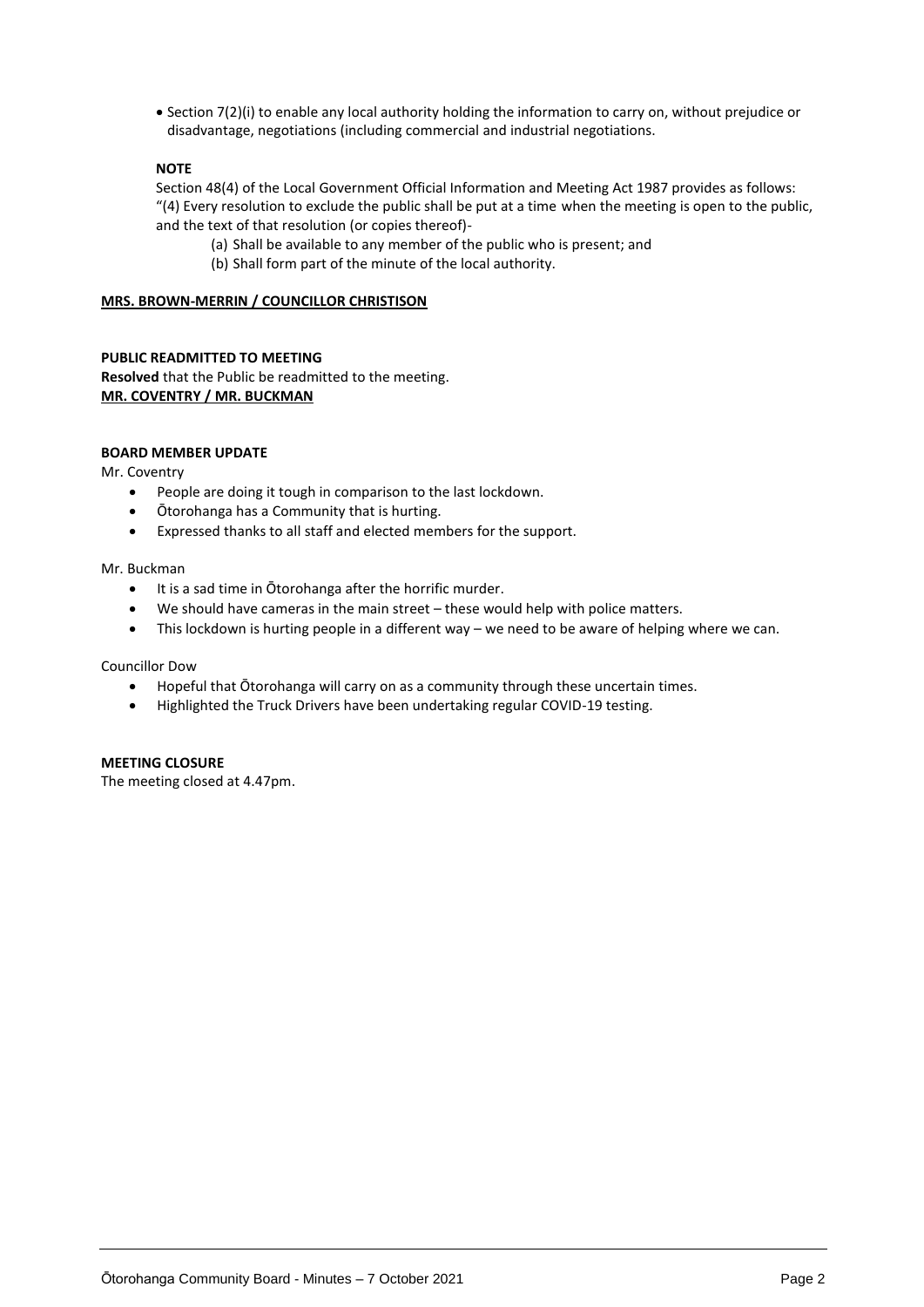- Section 7(2)(i) to enable any local authority holding the information to carry on, without prejudice or disadvantage, negotiations (including commercial and industrial negotiations.

**NOTE**

Section 48(4) of the Local Government Official Information and Meeting Act 1987 provides as follows:
"(4) Every resolution to exclude the public shall be put at a time when the meeting is open to the public, and the text of that resolution (or copies thereof)-

(a) Shall be available to any member of the public who is present; and
(b) Shall form part of the minute of the local authority.

**MRS. BROWN-MERRIN / COUNCILLOR CHRISTISON**

**PUBLIC READMITTED TO MEETING**

**Resolved** that the Public be readmitted to the meeting.
**MR. COVENTRY / MR. BUCKMAN**

**BOARD MEMBER UPDATE**

Mr. Coventry

- People are doing it tough in comparison to the last lockdown.
- Ōtorohanga has a Community that is hurting.
- Expressed thanks to all staff and elected members for the support.

Mr. Buckman

- It is a sad time in Ōtorohanga after the horrific murder.
- We should have cameras in the main street – these would help with police matters.
- This lockdown is hurting people in a different way – we need to be aware of helping where we can.

Councillor Dow

- Hopeful that Ōtorohanga will carry on as a community through these uncertain times.
- Highlighted the Truck Drivers have been undertaking regular COVID-19 testing.

**MEETING CLOSURE**

The meeting closed at 4.47pm.